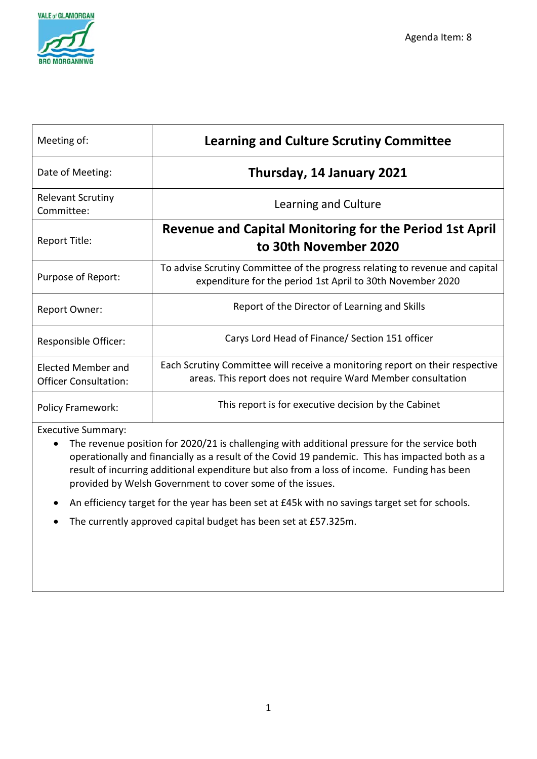Agenda Item: 8

| Meeting of: | **Learning and Culture Scrutiny Committee** |
|---|---|
| Date of Meeting: | **Thursday, 14 January 2021** |
| Relevant Scrutiny Committee: | Learning and Culture |
| Report Title: | **Revenue and Capital Monitoring for the Period 1st April to 30th November 2020** |
| Purpose of Report: | To advise Scrutiny Committee of the progress relating to revenue and capital expenditure for the period 1st April to 30th November 2020 |
| Report Owner: | Report of the Director of Learning and Skills |
| Responsible Officer: | Carys Lord Head of Finance/ Section 151 officer |
| Elected Member and Officer Consultation: | Each Scrutiny Committee will receive a monitoring report on their respective areas. This report does not require Ward Member consultation |
| Policy Framework: | This report is for executive decision by the Cabinet |

Executive Summary:

- The revenue position for 2020/21 is challenging with additional pressure for the service both operationally and financially as a result of the Covid 19 pandemic. This has impacted both as a result of incurring additional expenditure but also from a loss of income. Funding has been provided by Welsh Government to cover some of the issues.
- An efficiency target for the year has been set at £45k with no savings target set for schools.
- The currently approved capital budget has been set at £57.325m.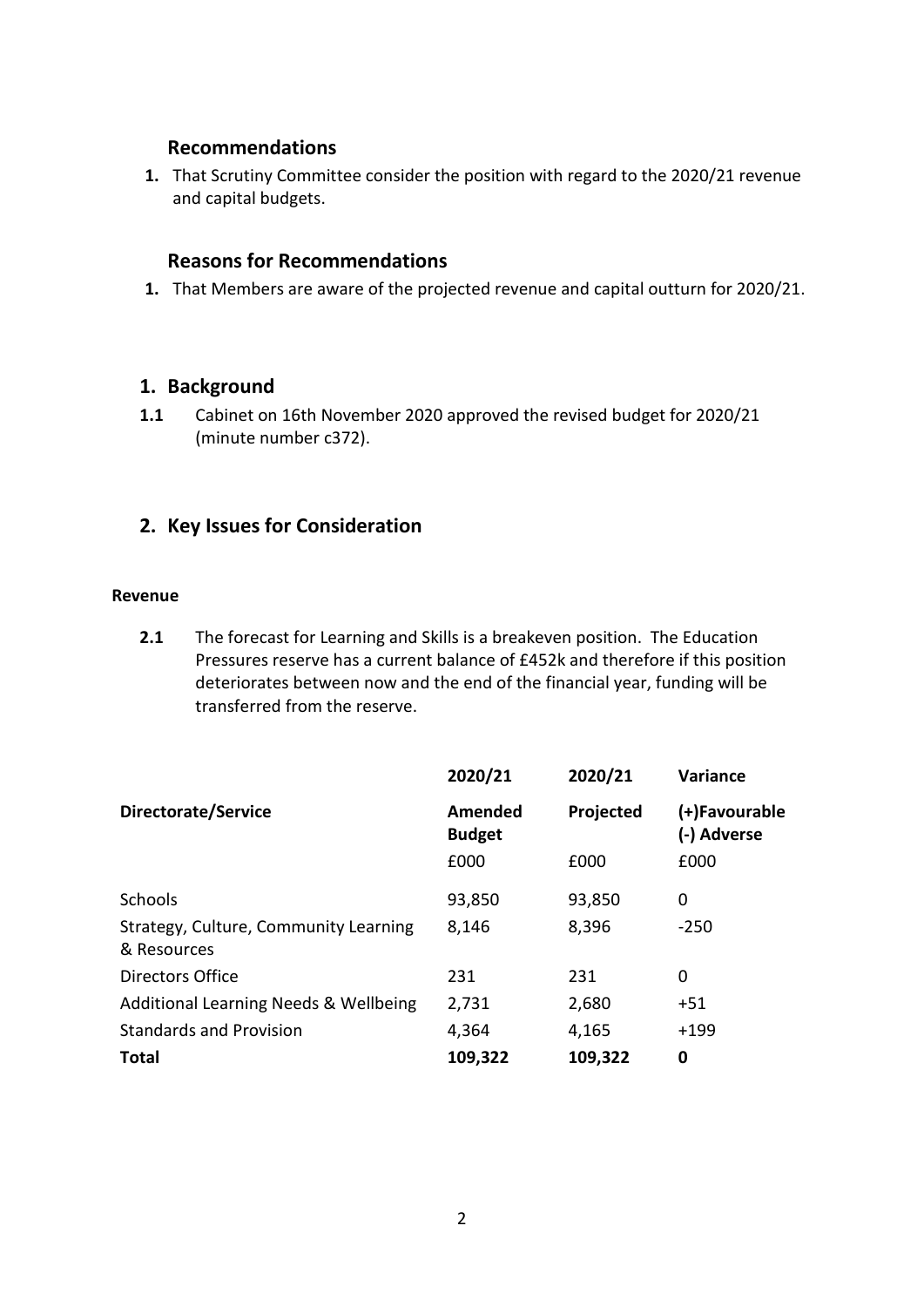## Recommendations

1. That Scrutiny Committee consider the position with regard to the 2020/21 revenue and capital budgets.

## Reasons for Recommendations

1. That Members are aware of the projected revenue and capital outturn for 2020/21.

## 1. Background

**1.1** Cabinet on 16th November 2020 approved the revised budget for 2020/21 (minute number c372).

## 2. Key Issues for Consideration

**Revenue**

**2.1** The forecast for Learning and Skills is a breakeven position. The Education Pressures reserve has a current balance of £452k and therefore if this position deteriorates between now and the end of the financial year, funding will be transferred from the reserve.

| Directorate/Service | 2020/21 Amended Budget £000 | 2020/21 Projected £000 | Variance (+)Favourable (-) Adverse £000 |
|---|---|---|---|
| Schools | 93,850 | 93,850 | 0 |
| Strategy, Culture, Community Learning & Resources | 8,146 | 8,396 | -250 |
| Directors Office | 231 | 231 | 0 |
| Additional Learning Needs & Wellbeing | 2,731 | 2,680 | +51 |
| Standards and Provision | 4,364 | 4,165 | +199 |
| **Total** | **109,322** | **109,322** | **0** |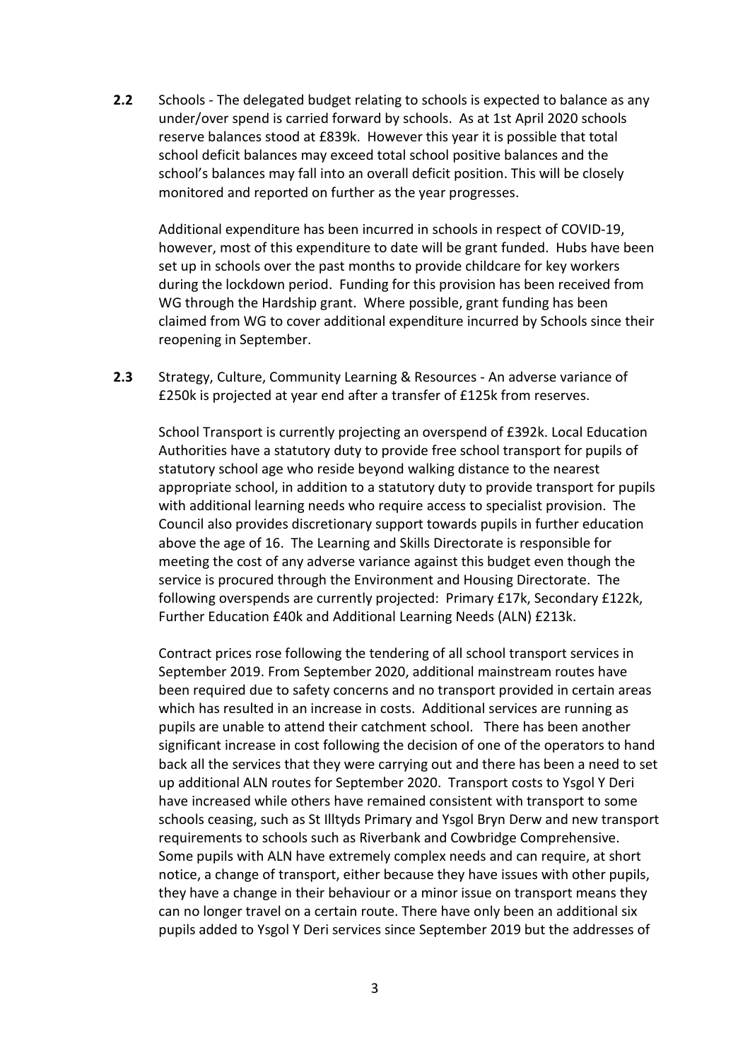**2.2** Schools - The delegated budget relating to schools is expected to balance as any under/over spend is carried forward by schools. As at 1st April 2020 schools reserve balances stood at £839k. However this year it is possible that total school deficit balances may exceed total school positive balances and the school's balances may fall into an overall deficit position. This will be closely monitored and reported on further as the year progresses.

Additional expenditure has been incurred in schools in respect of COVID-19, however, most of this expenditure to date will be grant funded. Hubs have been set up in schools over the past months to provide childcare for key workers during the lockdown period. Funding for this provision has been received from WG through the Hardship grant. Where possible, grant funding has been claimed from WG to cover additional expenditure incurred by Schools since their reopening in September.

**2.3** Strategy, Culture, Community Learning & Resources - An adverse variance of £250k is projected at year end after a transfer of £125k from reserves.

School Transport is currently projecting an overspend of £392k. Local Education Authorities have a statutory duty to provide free school transport for pupils of statutory school age who reside beyond walking distance to the nearest appropriate school, in addition to a statutory duty to provide transport for pupils with additional learning needs who require access to specialist provision. The Council also provides discretionary support towards pupils in further education above the age of 16. The Learning and Skills Directorate is responsible for meeting the cost of any adverse variance against this budget even though the service is procured through the Environment and Housing Directorate. The following overspends are currently projected: Primary £17k, Secondary £122k, Further Education £40k and Additional Learning Needs (ALN) £213k.

Contract prices rose following the tendering of all school transport services in September 2019. From September 2020, additional mainstream routes have been required due to safety concerns and no transport provided in certain areas which has resulted in an increase in costs. Additional services are running as pupils are unable to attend their catchment school. There has been another significant increase in cost following the decision of one of the operators to hand back all the services that they were carrying out and there has been a need to set up additional ALN routes for September 2020. Transport costs to Ysgol Y Deri have increased while others have remained consistent with transport to some schools ceasing, such as St Illtyds Primary and Ysgol Bryn Derw and new transport requirements to schools such as Riverbank and Cowbridge Comprehensive. Some pupils with ALN have extremely complex needs and can require, at short notice, a change of transport, either because they have issues with other pupils, they have a change in their behaviour or a minor issue on transport means they can no longer travel on a certain route. There have only been an additional six pupils added to Ysgol Y Deri services since September 2019 but the addresses of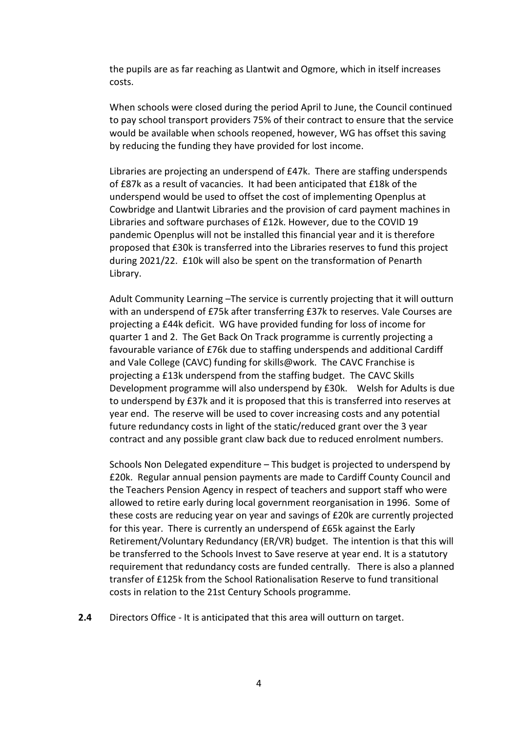the pupils are as far reaching as Llantwit and Ogmore, which in itself increases costs.

When schools were closed during the period April to June, the Council continued to pay school transport providers 75% of their contract to ensure that the service would be available when schools reopened, however, WG has offset this saving by reducing the funding they have provided for lost income.

Libraries are projecting an underspend of £47k. There are staffing underspends of £87k as a result of vacancies. It had been anticipated that £18k of the underspend would be used to offset the cost of implementing Openplus at Cowbridge and Llantwit Libraries and the provision of card payment machines in Libraries and software purchases of £12k. However, due to the COVID 19 pandemic Openplus will not be installed this financial year and it is therefore proposed that £30k is transferred into the Libraries reserves to fund this project during 2021/22. £10k will also be spent on the transformation of Penarth Library.

Adult Community Learning –The service is currently projecting that it will outturn with an underspend of £75k after transferring £37k to reserves. Vale Courses are projecting a £44k deficit. WG have provided funding for loss of income for quarter 1 and 2. The Get Back On Track programme is currently projecting a favourable variance of £76k due to staffing underspends and additional Cardiff and Vale College (CAVC) funding for skills@work. The CAVC Franchise is projecting a £13k underspend from the staffing budget. The CAVC Skills Development programme will also underspend by £30k. Welsh for Adults is due to underspend by £37k and it is proposed that this is transferred into reserves at year end. The reserve will be used to cover increasing costs and any potential future redundancy costs in light of the static/reduced grant over the 3 year contract and any possible grant claw back due to reduced enrolment numbers.

Schools Non Delegated expenditure – This budget is projected to underspend by £20k. Regular annual pension payments are made to Cardiff County Council and the Teachers Pension Agency in respect of teachers and support staff who were allowed to retire early during local government reorganisation in 1996. Some of these costs are reducing year on year and savings of £20k are currently projected for this year. There is currently an underspend of £65k against the Early Retirement/Voluntary Redundancy (ER/VR) budget. The intention is that this will be transferred to the Schools Invest to Save reserve at year end. It is a statutory requirement that redundancy costs are funded centrally. There is also a planned transfer of £125k from the School Rationalisation Reserve to fund transitional costs in relation to the 21st Century Schools programme.

**2.4** Directors Office - It is anticipated that this area will outturn on target.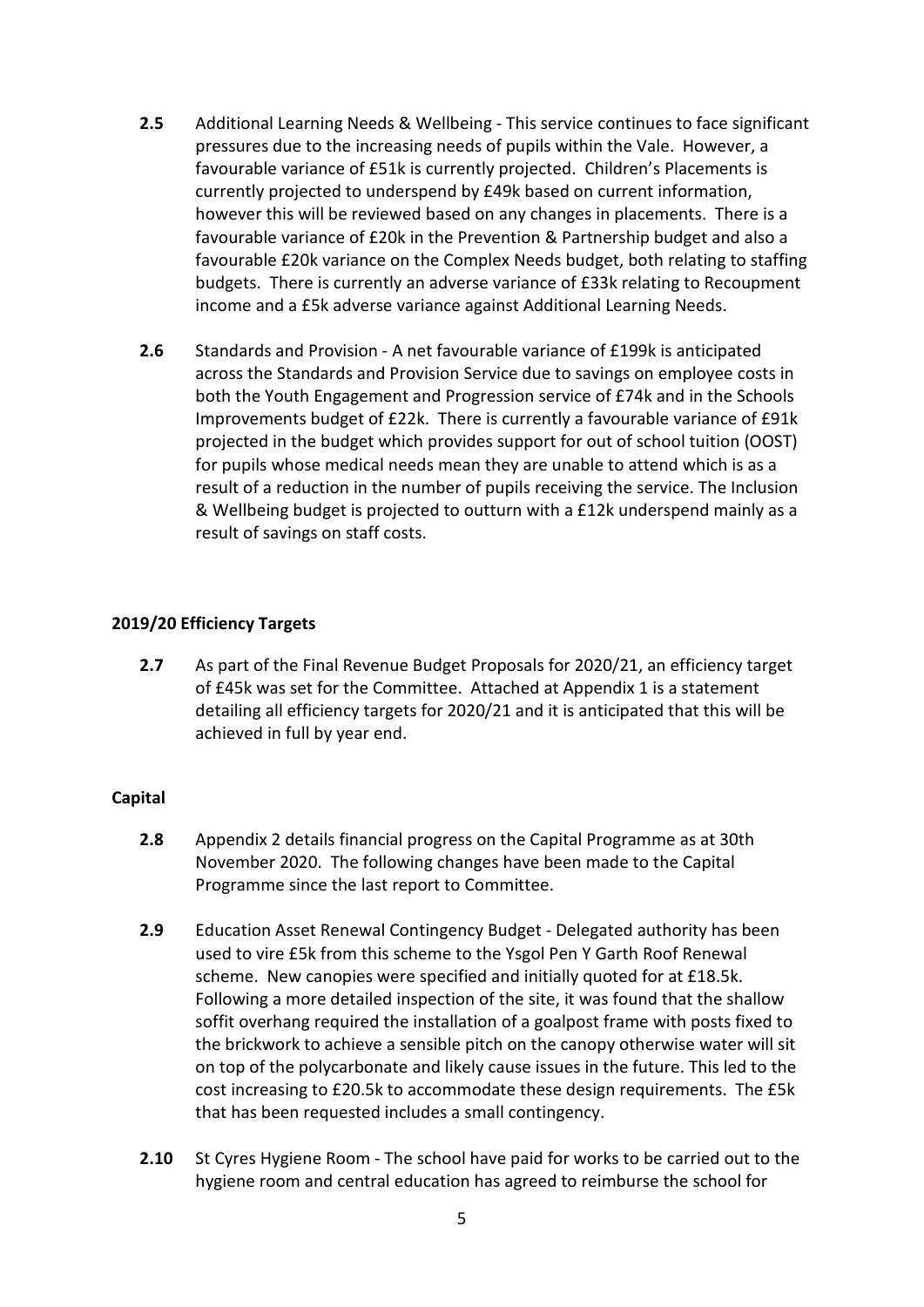**2.5** Additional Learning Needs & Wellbeing - This service continues to face significant pressures due to the increasing needs of pupils within the Vale. However, a favourable variance of £51k is currently projected. Children's Placements is currently projected to underspend by £49k based on current information, however this will be reviewed based on any changes in placements. There is a favourable variance of £20k in the Prevention & Partnership budget and also a favourable £20k variance on the Complex Needs budget, both relating to staffing budgets. There is currently an adverse variance of £33k relating to Recoupment income and a £5k adverse variance against Additional Learning Needs.

**2.6** Standards and Provision - A net favourable variance of £199k is anticipated across the Standards and Provision Service due to savings on employee costs in both the Youth Engagement and Progression service of £74k and in the Schools Improvements budget of £22k. There is currently a favourable variance of £91k projected in the budget which provides support for out of school tuition (OOST) for pupils whose medical needs mean they are unable to attend which is as a result of a reduction in the number of pupils receiving the service. The Inclusion & Wellbeing budget is projected to outturn with a £12k underspend mainly as a result of savings on staff costs.

### 2019/20 Efficiency Targets

**2.7** As part of the Final Revenue Budget Proposals for 2020/21, an efficiency target of £45k was set for the Committee. Attached at Appendix 1 is a statement detailing all efficiency targets for 2020/21 and it is anticipated that this will be achieved in full by year end.

### Capital

**2.8** Appendix 2 details financial progress on the Capital Programme as at 30th November 2020. The following changes have been made to the Capital Programme since the last report to Committee.

**2.9** Education Asset Renewal Contingency Budget - Delegated authority has been used to vire £5k from this scheme to the Ysgol Pen Y Garth Roof Renewal scheme. New canopies were specified and initially quoted for at £18.5k. Following a more detailed inspection of the site, it was found that the shallow soffit overhang required the installation of a goalpost frame with posts fixed to the brickwork to achieve a sensible pitch on the canopy otherwise water will sit on top of the polycarbonate and likely cause issues in the future. This led to the cost increasing to £20.5k to accommodate these design requirements. The £5k that has been requested includes a small contingency.

**2.10** St Cyres Hygiene Room - The school have paid for works to be carried out to the hygiene room and central education has agreed to reimburse the school for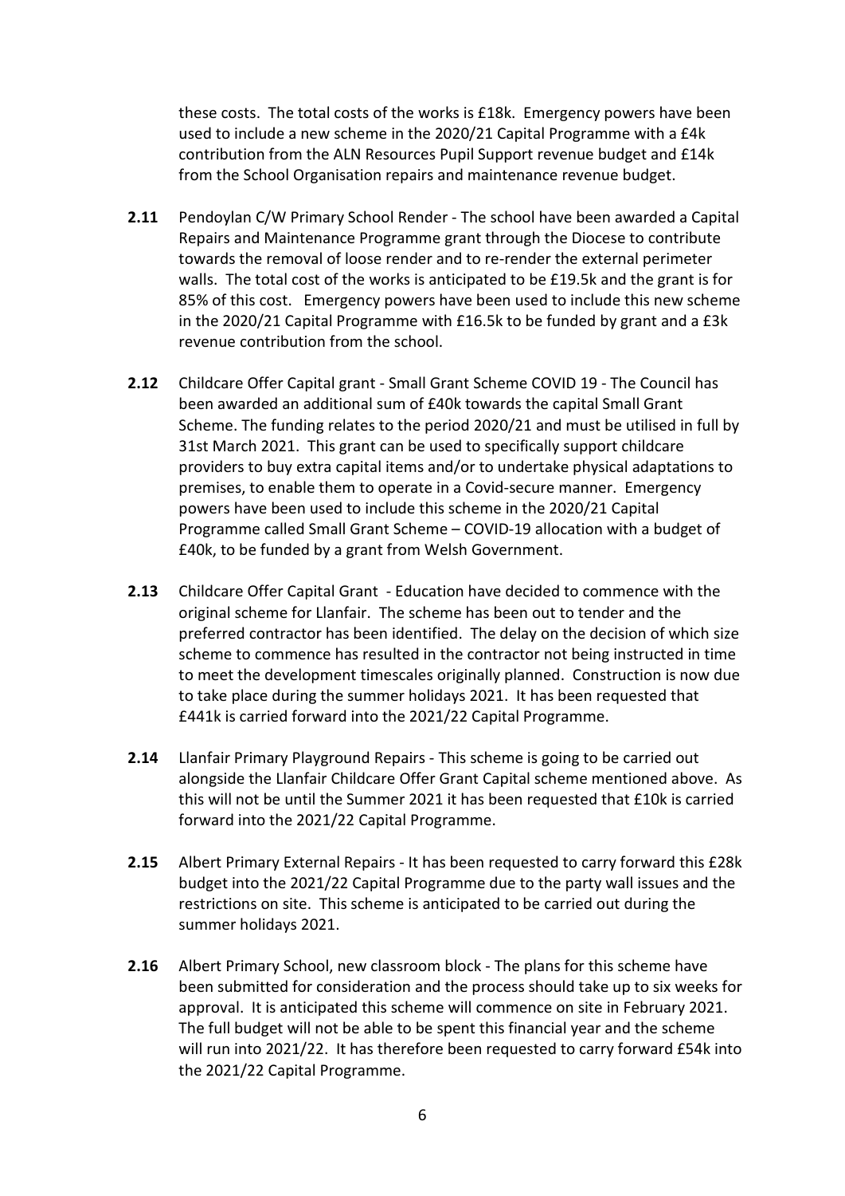these costs. The total costs of the works is £18k. Emergency powers have been used to include a new scheme in the 2020/21 Capital Programme with a £4k contribution from the ALN Resources Pupil Support revenue budget and £14k from the School Organisation repairs and maintenance revenue budget.

**2.11** Pendoylan C/W Primary School Render - The school have been awarded a Capital Repairs and Maintenance Programme grant through the Diocese to contribute towards the removal of loose render and to re-render the external perimeter walls. The total cost of the works is anticipated to be £19.5k and the grant is for 85% of this cost. Emergency powers have been used to include this new scheme in the 2020/21 Capital Programme with £16.5k to be funded by grant and a £3k revenue contribution from the school.

**2.12** Childcare Offer Capital grant - Small Grant Scheme COVID 19 - The Council has been awarded an additional sum of £40k towards the capital Small Grant Scheme. The funding relates to the period 2020/21 and must be utilised in full by 31st March 2021. This grant can be used to specifically support childcare providers to buy extra capital items and/or to undertake physical adaptations to premises, to enable them to operate in a Covid-secure manner. Emergency powers have been used to include this scheme in the 2020/21 Capital Programme called Small Grant Scheme – COVID-19 allocation with a budget of £40k, to be funded by a grant from Welsh Government.

**2.13** Childcare Offer Capital Grant - Education have decided to commence with the original scheme for Llanfair. The scheme has been out to tender and the preferred contractor has been identified. The delay on the decision of which size scheme to commence has resulted in the contractor not being instructed in time to meet the development timescales originally planned. Construction is now due to take place during the summer holidays 2021. It has been requested that £441k is carried forward into the 2021/22 Capital Programme.

**2.14** Llanfair Primary Playground Repairs - This scheme is going to be carried out alongside the Llanfair Childcare Offer Grant Capital scheme mentioned above. As this will not be until the Summer 2021 it has been requested that £10k is carried forward into the 2021/22 Capital Programme.

**2.15** Albert Primary External Repairs - It has been requested to carry forward this £28k budget into the 2021/22 Capital Programme due to the party wall issues and the restrictions on site. This scheme is anticipated to be carried out during the summer holidays 2021.

**2.16** Albert Primary School, new classroom block - The plans for this scheme have been submitted for consideration and the process should take up to six weeks for approval. It is anticipated this scheme will commence on site in February 2021. The full budget will not be able to be spent this financial year and the scheme will run into 2021/22. It has therefore been requested to carry forward £54k into the 2021/22 Capital Programme.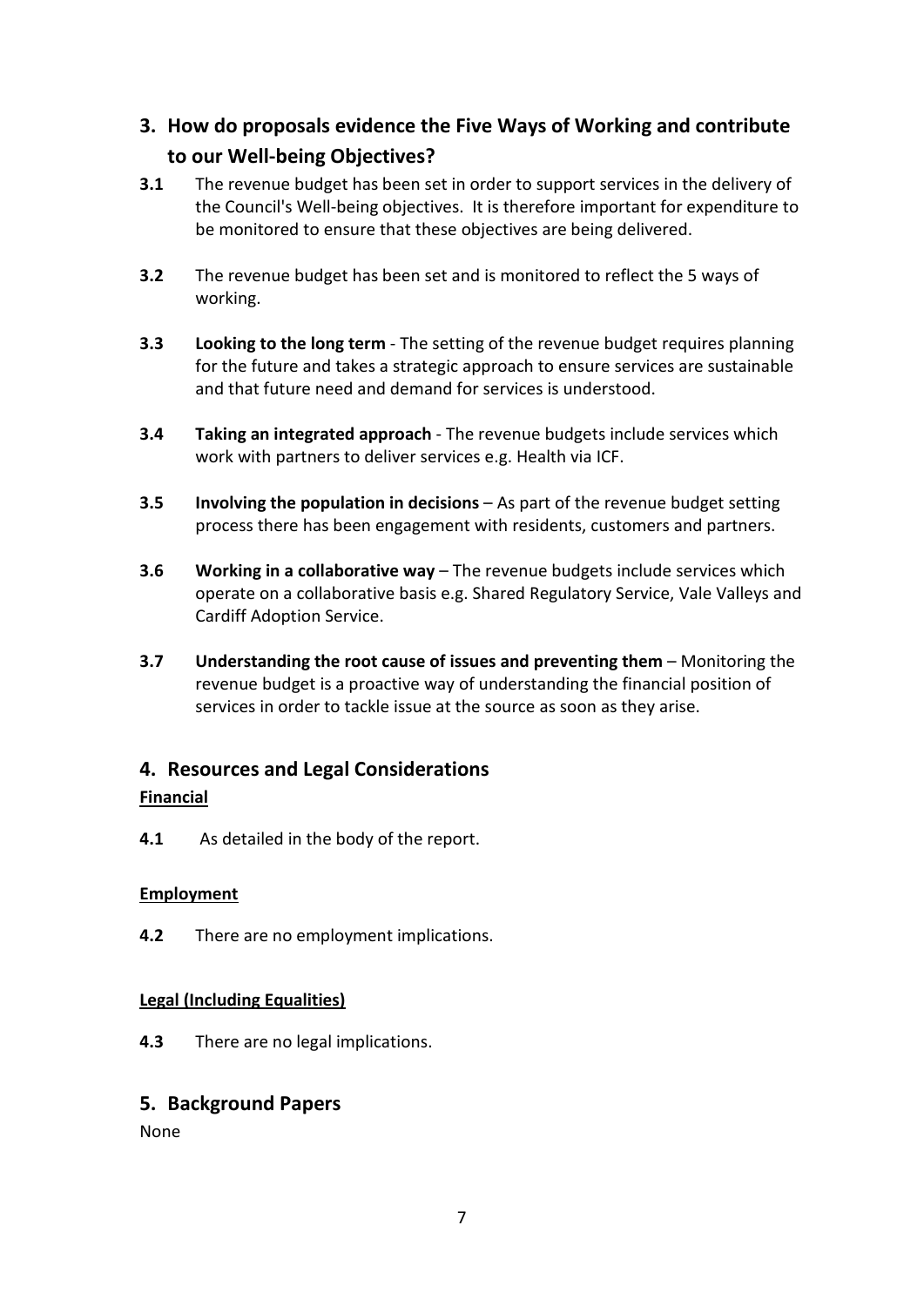## 3. How do proposals evidence the Five Ways of Working and contribute to our Well-being Objectives?

**3.1** The revenue budget has been set in order to support services in the delivery of the Council's Well-being objectives. It is therefore important for expenditure to be monitored to ensure that these objectives are being delivered.

**3.2** The revenue budget has been set and is monitored to reflect the 5 ways of working.

**3.3** **Looking to the long term** - The setting of the revenue budget requires planning for the future and takes a strategic approach to ensure services are sustainable and that future need and demand for services is understood.

**3.4** **Taking an integrated approach** - The revenue budgets include services which work with partners to deliver services e.g. Health via ICF.

**3.5** **Involving the population in decisions** – As part of the revenue budget setting process there has been engagement with residents, customers and partners.

**3.6** **Working in a collaborative way** – The revenue budgets include services which operate on a collaborative basis e.g. Shared Regulatory Service, Vale Valleys and Cardiff Adoption Service.

**3.7** **Understanding the root cause of issues and preventing them** – Monitoring the revenue budget is a proactive way of understanding the financial position of services in order to tackle issue at the source as soon as they arise.

## 4. Resources and Legal Considerations

**Financial**

**4.1** As detailed in the body of the report.

**Employment**

**4.2** There are no employment implications.

**Legal (Including Equalities)**

**4.3** There are no legal implications.

## 5. Background Papers

None